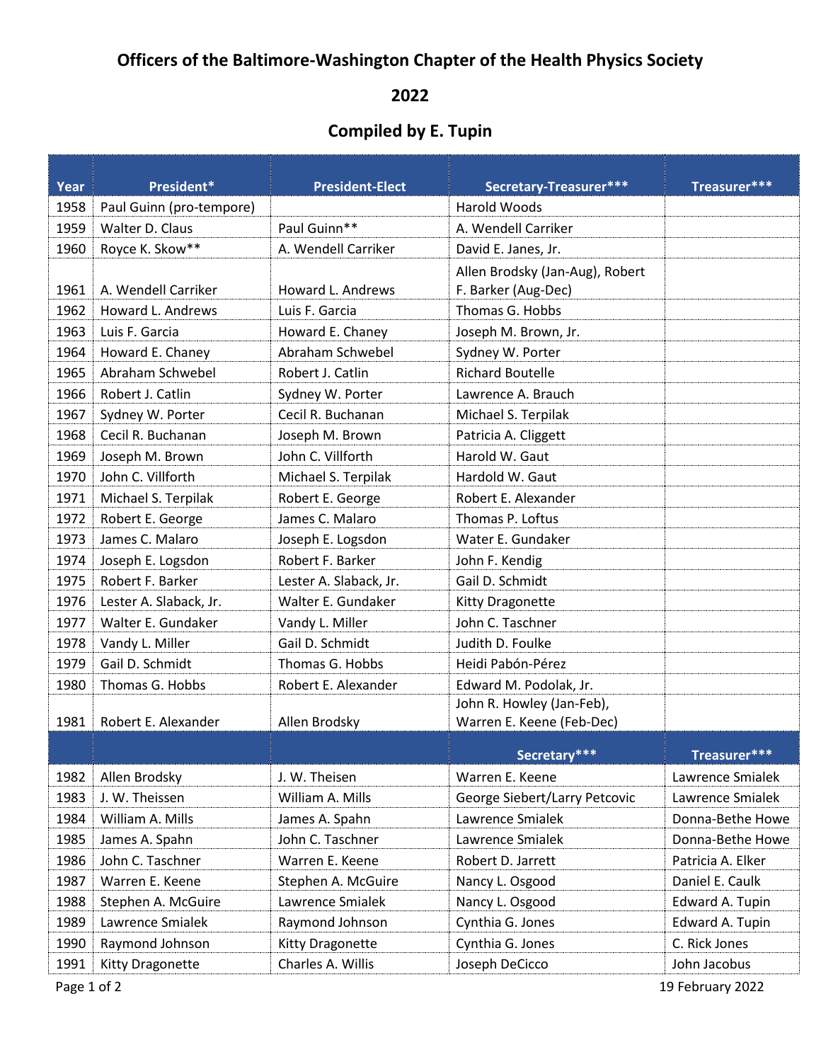# Officers of the Baltimore-Washington Chapter of the Health Physics Society

## 2022

## Compiled by E. Tupin

| Year | President* | President-Elect | Secretary-Treasurer*** | Treasurer*** |
|---|---|---|---|---|
| 1958 | Paul Guinn (pro-tempore) | | Harold Woods | |
| 1959 | Walter D. Claus | Paul Guinn** | A. Wendell Carriker | |
| 1960 | Royce K. Skow** | A. Wendell Carriker | David E. Janes, Jr. | |
| 1961 | A. Wendell Carriker | Howard L. Andrews | Allen Brodsky (Jan-Aug), Robert F. Barker (Aug-Dec) | |
| 1962 | Howard L. Andrews | Luis F. Garcia | Thomas G. Hobbs | |
| 1963 | Luis F. Garcia | Howard E. Chaney | Joseph M. Brown, Jr. | |
| 1964 | Howard E. Chaney | Abraham Schwebel | Sydney W. Porter | |
| 1965 | Abraham Schwebel | Robert J. Catlin | Richard Boutelle | |
| 1966 | Robert J. Catlin | Sydney W. Porter | Lawrence A. Brauch | |
| 1967 | Sydney W. Porter | Cecil R. Buchanan | Michael S. Terpilak | |
| 1968 | Cecil R. Buchanan | Joseph M. Brown | Patricia A. Cliggett | |
| 1969 | Joseph M. Brown | John C. Villforth | Harold W. Gaut | |
| 1970 | John C. Villforth | Michael S. Terpilak | Hardold W. Gaut | |
| 1971 | Michael S. Terpilak | Robert E. George | Robert E. Alexander | |
| 1972 | Robert E. George | James C. Malaro | Thomas P. Loftus | |
| 1973 | James C. Malaro | Joseph E. Logsdon | Water E. Gundaker | |
| 1974 | Joseph E. Logsdon | Robert F. Barker | John F. Kendig | |
| 1975 | Robert F. Barker | Lester A. Slaback, Jr. | Gail D. Schmidt | |
| 1976 | Lester A. Slaback, Jr. | Walter E. Gundaker | Kitty Dragonette | |
| 1977 | Walter E. Gundaker | Vandy L. Miller | John C. Taschner | |
| 1978 | Vandy L. Miller | Gail D. Schmidt | Judith D. Foulke | |
| 1979 | Gail D. Schmidt | Thomas G. Hobbs | Heidi Pabón-Pérez | |
| 1980 | Thomas G. Hobbs | Robert E. Alexander | Edward M. Podolak, Jr. | |
| 1981 | Robert E. Alexander | Allen Brodsky | John R. Howley (Jan-Feb), Warren E. Keene (Feb-Dec) | |
| | | | **Secretary*** ** | **Treasurer*** ** |
| 1982 | Allen Brodsky | J. W. Theisen | Warren E. Keene | Lawrence Smialek |
| 1983 | J. W. Theissen | William A. Mills | George Siebert/Larry Petcovic | Lawrence Smialek |
| 1984 | William A. Mills | James A. Spahn | Lawrence Smialek | Donna-Bethe Howe |
| 1985 | James A. Spahn | John C. Taschner | Lawrence Smialek | Donna-Bethe Howe |
| 1986 | John C. Taschner | Warren E. Keene | Robert D. Jarrett | Patricia A. Elker |
| 1987 | Warren E. Keene | Stephen A. McGuire | Nancy L. Osgood | Daniel E. Caulk |
| 1988 | Stephen A. McGuire | Lawrence Smialek | Nancy L. Osgood | Edward A. Tupin |
| 1989 | Lawrence Smialek | Raymond Johnson | Cynthia G. Jones | Edward A. Tupin |
| 1990 | Raymond Johnson | Kitty Dragonette | Cynthia G. Jones | C. Rick Jones |
| 1991 | Kitty Dragonette | Charles A. Willis | Joseph DeCicco | John Jacobus |

19 February 2022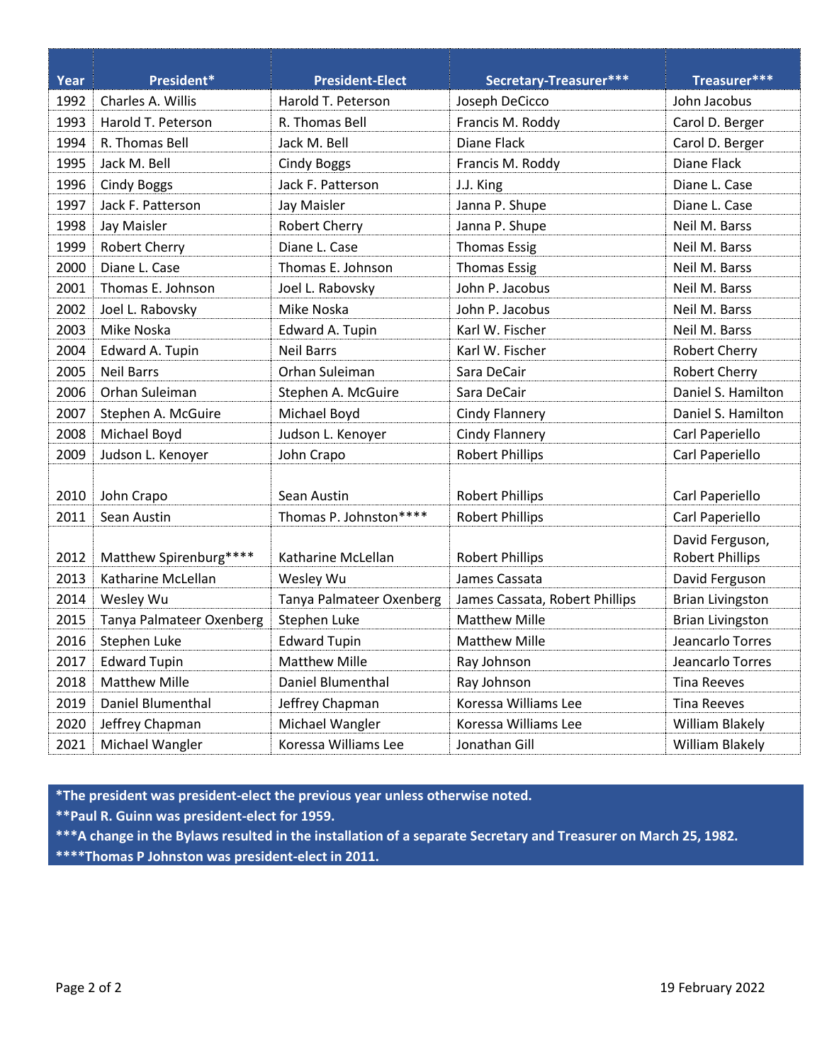| Year | President* | President-Elect | Secretary-Treasurer*** | Treasurer*** |
|---|---|---|---|---|
| 1992 | Charles A. Willis | Harold T. Peterson | Joseph DeCicco | John Jacobus |
| 1993 | Harold T. Peterson | R. Thomas Bell | Francis M. Roddy | Carol D. Berger |
| 1994 | R. Thomas Bell | Jack M. Bell | Diane Flack | Carol D. Berger |
| 1995 | Jack M. Bell | Cindy Boggs | Francis M. Roddy | Diane Flack |
| 1996 | Cindy Boggs | Jack F. Patterson | J.J. King | Diane L. Case |
| 1997 | Jack F. Patterson | Jay Maisler | Janna P. Shupe | Diane L. Case |
| 1998 | Jay Maisler | Robert Cherry | Janna P. Shupe | Neil M. Barss |
| 1999 | Robert Cherry | Diane L. Case | Thomas Essig | Neil M. Barss |
| 2000 | Diane L. Case | Thomas E. Johnson | Thomas Essig | Neil M. Barss |
| 2001 | Thomas E. Johnson | Joel L. Rabovsky | John P. Jacobus | Neil M. Barss |
| 2002 | Joel L. Rabovsky | Mike Noska | John P. Jacobus | Neil M. Barss |
| 2003 | Mike Noska | Edward A. Tupin | Karl W. Fischer | Neil M. Barss |
| 2004 | Edward A. Tupin | Neil Barrs | Karl W. Fischer | Robert Cherry |
| 2005 | Neil Barrs | Orhan Suleiman | Sara DeCair | Robert Cherry |
| 2006 | Orhan Suleiman | Stephen A. McGuire | Sara DeCair | Daniel S. Hamilton |
| 2007 | Stephen A. McGuire | Michael Boyd | Cindy Flannery | Daniel S. Hamilton |
| 2008 | Michael Boyd | Judson L. Kenoyer | Cindy Flannery | Carl Paperiello |
| 2009 | Judson L. Kenoyer | John Crapo | Robert Phillips | Carl Paperiello |
| 2010 | John Crapo | Sean Austin | Robert Phillips | Carl Paperiello |
| 2011 | Sean Austin | Thomas P. Johnston**** | Robert Phillips | Carl Paperiello |
| 2012 | Matthew Spirenburg**** | Katharine McLellan | Robert Phillips | David Ferguson, Robert Phillips |
| 2013 | Katharine McLellan | Wesley Wu | James Cassata | David Ferguson |
| 2014 | Wesley Wu | Tanya Palmateer Oxenberg | James Cassata, Robert Phillips | Brian Livingston |
| 2015 | Tanya Palmateer Oxenberg | Stephen Luke | Matthew Mille | Brian Livingston |
| 2016 | Stephen Luke | Edward Tupin | Matthew Mille | Jeancarlo Torres |
| 2017 | Edward Tupin | Matthew Mille | Ray Johnson | Jeancarlo Torres |
| 2018 | Matthew Mille | Daniel Blumenthal | Ray Johnson | Tina Reeves |
| 2019 | Daniel Blumenthal | Jeffrey Chapman | Koressa Williams Lee | Tina Reeves |
| 2020 | Jeffrey Chapman | Michael Wangler | Koressa Williams Lee | William Blakely |
| 2021 | Michael Wangler | Koressa Williams Lee | Jonathan Gill | William Blakely |

**\*The president was president-elect the previous year unless otherwise noted.**

**\*\*Paul R. Guinn was president-elect for 1959.**

**\*\*\*A change in the Bylaws resulted in the installation of a separate Secretary and Treasurer on March 25, 1982.**

**\*\*\*\*Thomas P Johnston was president-elect in 2011.**

19 February 2022